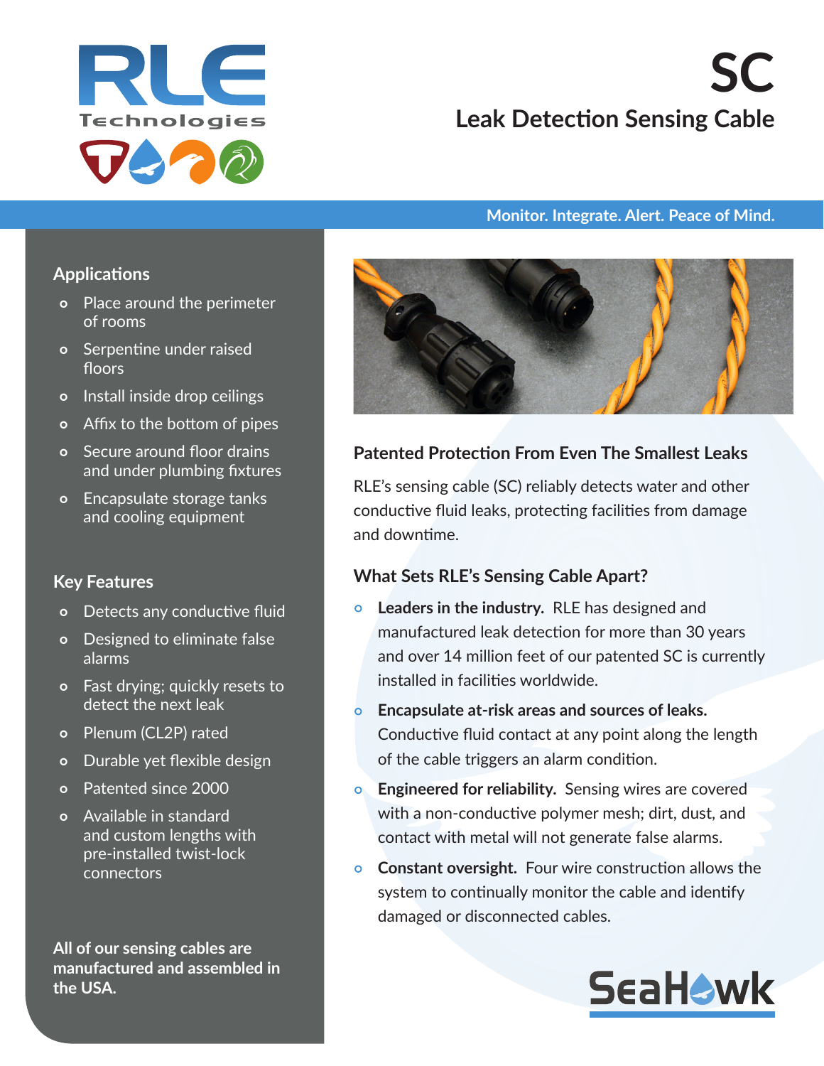RLE Technologies

# SC

## Leak Detection Sensing Cable

Monitor. Integrate. Alert. Peace of Mind.

### Applications

- Place around the perimeter of rooms
- Serpentine under raised floors
- Install inside drop ceilings
- Affix to the bottom of pipes
- Secure around floor drains and under plumbing fixtures
- Encapsulate storage tanks and cooling equipment

### Key Features

- Detects any conductive fluid
- Designed to eliminate false alarms
- Fast drying; quickly resets to detect the next leak
- Plenum (CL2P) rated
- Durable yet flexible design
- Patented since 2000
- Available in standard and custom lengths with pre-installed twist-lock connectors

**All of our sensing cables are manufactured and assembled in the USA.**

### Patented Protection From Even The Smallest Leaks

RLE's sensing cable (SC) reliably detects water and other conductive fluid leaks, protecting facilities from damage and downtime.

### What Sets RLE's Sensing Cable Apart?

- **Leaders in the industry.** RLE has designed and manufactured leak detection for more than 30 years and over 14 million feet of our patented SC is currently installed in facilities worldwide.
- **Encapsulate at-risk areas and sources of leaks.** Conductive fluid contact at any point along the length of the cable triggers an alarm condition.
- **Engineered for reliability.** Sensing wires are covered with a non-conductive polymer mesh; dirt, dust, and contact with metal will not generate false alarms.
- **Constant oversight.** Four wire construction allows the system to continually monitor the cable and identify damaged or disconnected cables.

SeaHawk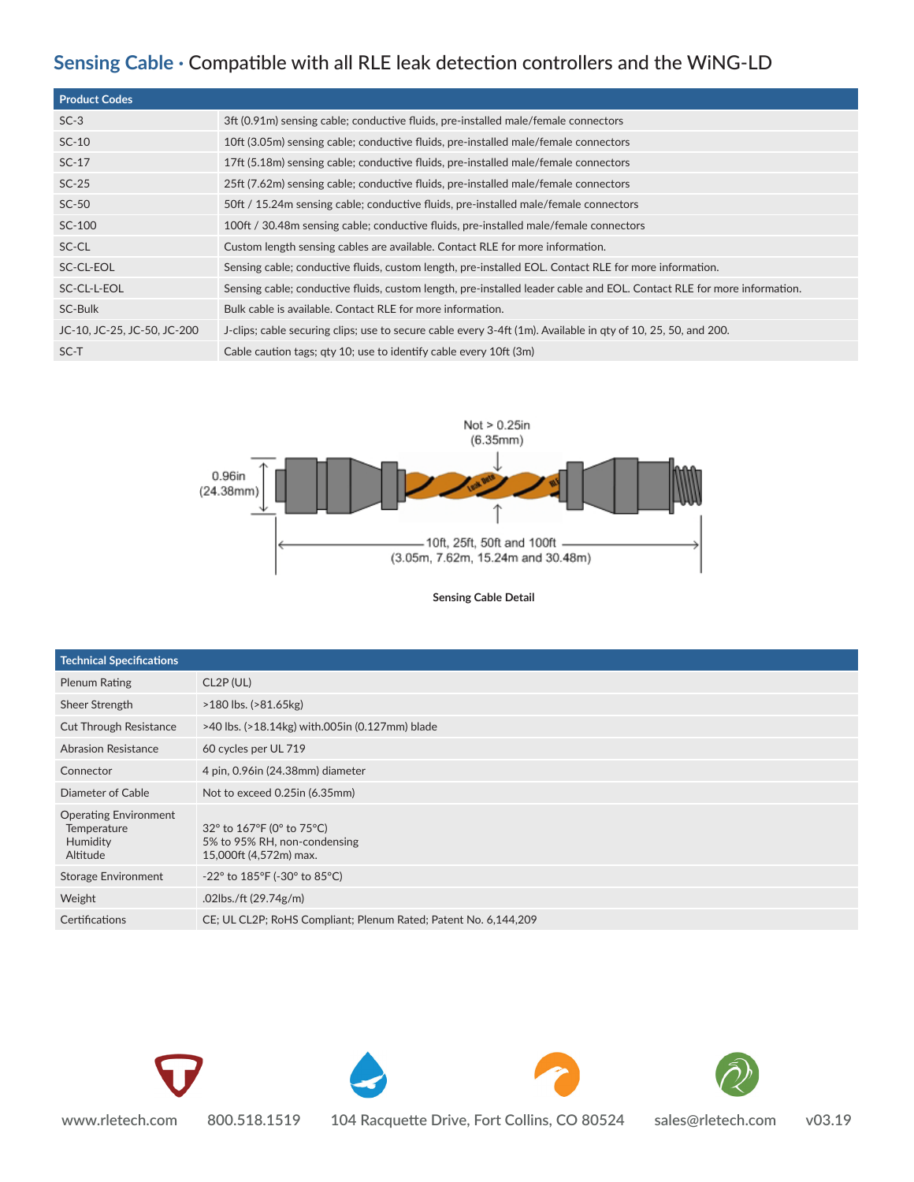## Sensing Cable · Compatible with all RLE leak detection controllers and the WiNG-LD

| Product Codes | |
|---|---|
| SC-3 | 3ft (0.91m) sensing cable; conductive fluids, pre-installed male/female connectors |
| SC-10 | 10ft (3.05m) sensing cable; conductive fluids, pre-installed male/female connectors |
| SC-17 | 17ft (5.18m) sensing cable; conductive fluids, pre-installed male/female connectors |
| SC-25 | 25ft (7.62m) sensing cable; conductive fluids, pre-installed male/female connectors |
| SC-50 | 50ft / 15.24m sensing cable; conductive fluids, pre-installed male/female connectors |
| SC-100 | 100ft / 30.48m sensing cable; conductive fluids, pre-installed male/female connectors |
| SC-CL | Custom length sensing cables are available. Contact RLE for more information. |
| SC-CL-EOL | Sensing cable; conductive fluids, custom length, pre-installed EOL. Contact RLE for more information. |
| SC-CL-L-EOL | Sensing cable; conductive fluids, custom length, pre-installed leader cable and EOL. Contact RLE for more information. |
| SC-Bulk | Bulk cable is available. Contact RLE for more information. |
| JC-10, JC-25, JC-50, JC-200 | J-clips; cable securing clips; use to secure cable every 3-4ft (1m). Available in qty of 10, 25, 50, and 200. |
| SC-T | Cable caution tags; qty 10; use to identify cable every 10ft (3m) |

Not > 0.25in
(6.35mm)

0.96in
(24.38mm)

10ft, 25ft, 50ft and 100ft
(3.05m, 7.62m, 15.24m and 30.48m)

**Sensing Cable Detail**

| Technical Specifications | |
|---|---|
| Plenum Rating | CL2P (UL) |
| Sheer Strength | >180 lbs. (>81.65kg) |
| Cut Through Resistance | >40 lbs. (>18.14kg) with.005in (0.127mm) blade |
| Abrasion Resistance | 60 cycles per UL 719 |
| Connector | 4 pin, 0.96in (24.38mm) diameter |
| Diameter of Cable | Not to exceed 0.25in (6.35mm) |
| Operating Environment<br>Temperature<br>Humidity<br>Altitude | <br>32° to 167°F (0° to 75°C)<br>5% to 95% RH, non-condensing<br>15,000ft (4,572m) max. |
| Storage Environment | -22° to 185°F (-30° to 85°C) |
| Weight | .02lbs./ft (29.74g/m) |
| Certifications | CE; UL CL2P; RoHS Compliant; Plenum Rated; Patent No. 6,144,209 |

www.rletech.com 800.518.1519 104 Racquette Drive, Fort Collins, CO 80524 sales@rletech.com v03.19